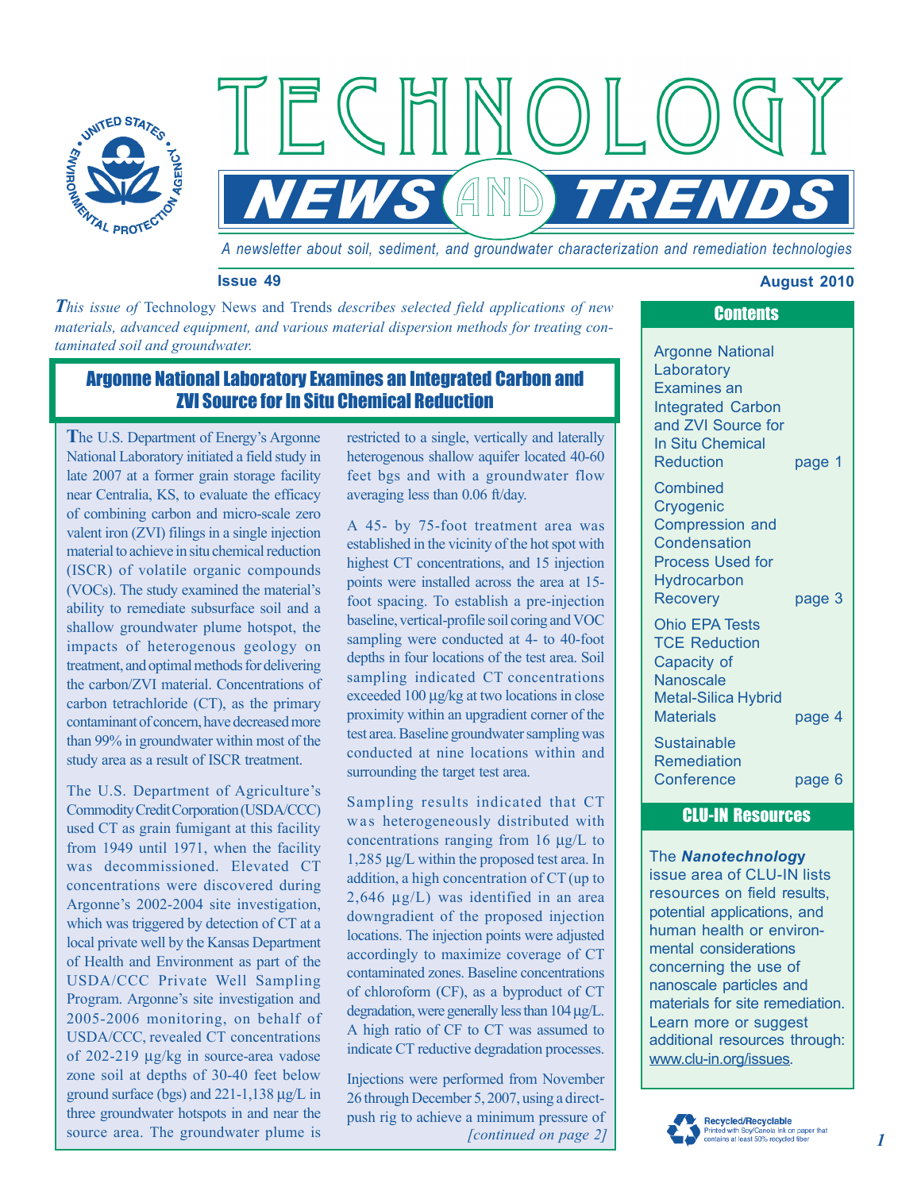# TECHNOLOGY NEWS AND TRENDS

*A newsletter about soil, sediment, and groundwater characterization and remediation technologies*

**Issue 49** **August 2010**

*This issue of* Technology News and Trends *describes selected field applications of new materials, advanced equipment, and various material dispersion methods for treating contaminated soil and groundwater.*

## Argonne National Laboratory Examines an Integrated Carbon and ZVI Source for In Situ Chemical Reduction

The U.S. Department of Energy's Argonne National Laboratory initiated a field study in late 2007 at a former grain storage facility near Centralia, KS, to evaluate the efficacy of combining carbon and micro-scale zero valent iron (ZVI) filings in a single injection material to achieve in situ chemical reduction (ISCR) of volatile organic compounds (VOCs). The study examined the material's ability to remediate subsurface soil and a shallow groundwater plume hotspot, the impacts of heterogenous geology on treatment, and optimal methods for delivering the carbon/ZVI material. Concentrations of carbon tetrachloride (CT), as the primary contaminant of concern, have decreased more than 99% in groundwater within most of the study area as a result of ISCR treatment.

The U.S. Department of Agriculture's Commodity Credit Corporation (USDA/CCC) used CT as grain fumigant at this facility from 1949 until 1971, when the facility was decommissioned. Elevated CT concentrations were discovered during Argonne's 2002-2004 site investigation, which was triggered by detection of CT at a local private well by the Kansas Department of Health and Environment as part of the USDA/CCC Private Well Sampling Program. Argonne's site investigation and 2005-2006 monitoring, on behalf of USDA/CCC, revealed CT concentrations of 202-219 µg/kg in source-area vadose zone soil at depths of 30-40 feet below ground surface (bgs) and 221-1,138 µg/L in three groundwater hotspots in and near the source area. The groundwater plume is restricted to a single, vertically and laterally heterogenous shallow aquifer located 40-60 feet bgs and with a groundwater flow averaging less than 0.06 ft/day.

A 45- by 75-foot treatment area was established in the vicinity of the hot spot with highest CT concentrations, and 15 injection points were installed across the area at 15-foot spacing. To establish a pre-injection baseline, vertical-profile soil coring and VOC sampling were conducted at 4- to 40-foot depths in four locations of the test area. Soil sampling indicated CT concentrations exceeded 100 µg/kg at two locations in close proximity within an upgradient corner of the test area. Baseline groundwater sampling was conducted at nine locations within and surrounding the target test area.

Sampling results indicated that CT was heterogeneously distributed with concentrations ranging from 16 µg/L to 1,285 µg/L within the proposed test area. In addition, a high concentration of CT (up to 2,646 µg/L) was identified in an area downgradient of the proposed injection locations. The injection points were adjusted accordingly to maximize coverage of CT contaminated zones. Baseline concentrations of chloroform (CF), as a byproduct of CT degradation, were generally less than 104 µg/L. A high ratio of CF to CT was assumed to indicate CT reductive degradation processes.

Injections were performed from November 26 through December 5, 2007, using a direct-push rig to achieve a minimum pressure of

*[continued on page 2]*

## Contents

- Argonne National Laboratory Examines an Integrated Carbon and ZVI Source for In Situ Chemical Reduction — page 1
- Combined Cryogenic Compression and Condensation Process Used for Hydrocarbon Recovery — page 3
- Ohio EPA Tests TCE Reduction Capacity of Nanoscale Metal-Silica Hybrid Materials — page 4
- Sustainable Remediation Conference — page 6

## CLU-IN Resources

The ***Nanotechnology*** issue area of CLU-IN lists resources on field results, potential applications, and human health or environmental considerations concerning the use of nanoscale particles and materials for site remediation. Learn more or suggest additional resources through: www.clu-in.org/issues.

Recycled/Recyclable — Printed with Soy/Canola ink on paper that contains at least 50% recycled fiber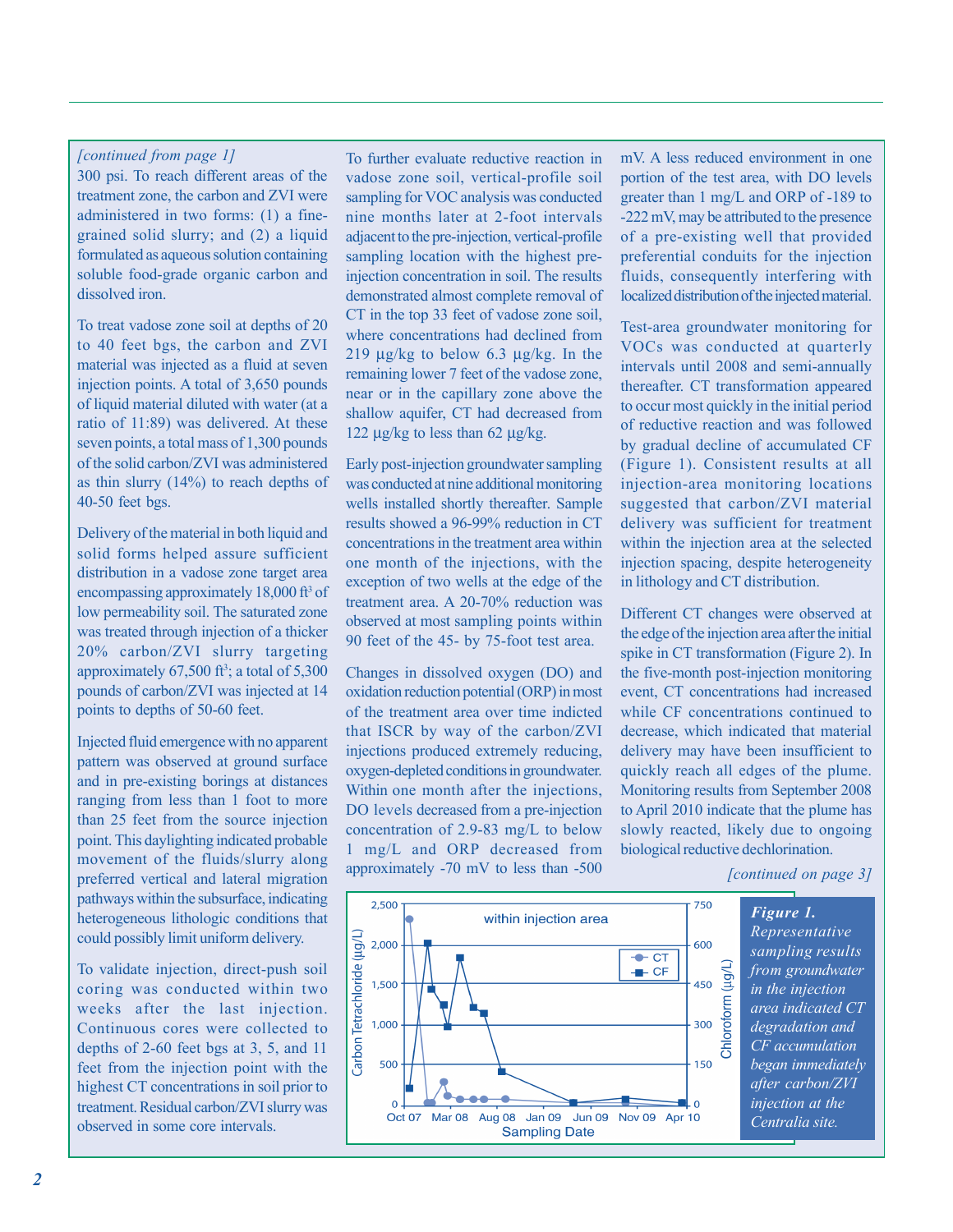*[continued from page 1]*
300 psi. To reach different areas of the treatment zone, the carbon and ZVI were administered in two forms: (1) a fine-grained solid slurry; and (2) a liquid formulated as aqueous solution containing soluble food-grade organic carbon and dissolved iron.

To treat vadose zone soil at depths of 20 to 40 feet bgs, the carbon and ZVI material was injected as a fluid at seven injection points. A total of 3,650 pounds of liquid material diluted with water (at a ratio of 11:89) was delivered. At these seven points, a total mass of 1,300 pounds of the solid carbon/ZVI was administered as thin slurry (14%) to reach depths of 40-50 feet bgs.

Delivery of the material in both liquid and solid forms helped assure sufficient distribution in a vadose zone target area encompassing approximately 18,000 ft$^3$ of low permeability soil. The saturated zone was treated through injection of a thicker 20% carbon/ZVI slurry targeting approximately 67,500 ft$^3$; a total of 5,300 pounds of carbon/ZVI was injected at 14 points to depths of 50-60 feet.

Injected fluid emergence with no apparent pattern was observed at ground surface and in pre-existing borings at distances ranging from less than 1 foot to more than 25 feet from the source injection point. This daylighting indicated probable movement of the fluids/slurry along preferred vertical and lateral migration pathways within the subsurface, indicating heterogeneous lithologic conditions that could possibly limit uniform delivery.

To validate injection, direct-push soil coring was conducted within two weeks after the last injection. Continuous cores were collected to depths of 2-60 feet bgs at 3, 5, and 11 feet from the injection point with the highest CT concentrations in soil prior to treatment. Residual carbon/ZVI slurry was observed in some core intervals.

To further evaluate reductive reaction in vadose zone soil, vertical-profile soil sampling for VOC analysis was conducted nine months later at 2-foot intervals adjacent to the pre-injection, vertical-profile sampling location with the highest pre-injection concentration in soil. The results demonstrated almost complete removal of CT in the top 33 feet of vadose zone soil, where concentrations had declined from 219 µg/kg to below 6.3 µg/kg. In the remaining lower 7 feet of the vadose zone, near or in the capillary zone above the shallow aquifer, CT had decreased from 122 µg/kg to less than 62 µg/kg.

Early post-injection groundwater sampling was conducted at nine additional monitoring wells installed shortly thereafter. Sample results showed a 96-99% reduction in CT concentrations in the treatment area within one month of the injections, with the exception of two wells at the edge of the treatment area. A 20-70% reduction was observed at most sampling points within 90 feet of the 45- by 75-foot test area.

Changes in dissolved oxygen (DO) and oxidation reduction potential (ORP) in most of the treatment area over time indicted that ISCR by way of the carbon/ZVI injections produced extremely reducing, oxygen-depleted conditions in groundwater. Within one month after the injections, DO levels decreased from a pre-injection concentration of 2.9-83 mg/L to below 1 mg/L and ORP decreased from approximately -70 mV to less than -500 mV. A less reduced environment in one portion of the test area, with DO levels greater than 1 mg/L and ORP of -189 to -222 mV, may be attributed to the presence of a pre-existing well that provided preferential conduits for the injection fluids, consequently interfering with localized distribution of the injected material.

Test-area groundwater monitoring for VOCs was conducted at quarterly intervals until 2008 and semi-annually thereafter. CT transformation appeared to occur most quickly in the initial period of reductive reaction and was followed by gradual decline of accumulated CF (Figure 1). Consistent results at all injection-area monitoring locations suggested that carbon/ZVI material delivery was sufficient for treatment within the injection area at the selected injection spacing, despite heterogeneity in lithology and CT distribution.

Different CT changes were observed at the edge of the injection area after the initial spike in CT transformation (Figure 2). In the five-month post-injection monitoring event, CT concentrations had increased while CF concentrations continued to decrease, which indicated that material delivery may have been insufficient to quickly reach all edges of the plume. Monitoring results from September 2008 to April 2010 indicate that the plume has slowly reacted, likely due to ongoing biological reductive dechlorination.

*[continued on page 3]*

***Figure 1.*** *Representative sampling results from groundwater in the injection area indicated CT degradation and CF accumulation began immediately after carbon/ZVI injection at the Centralia site.*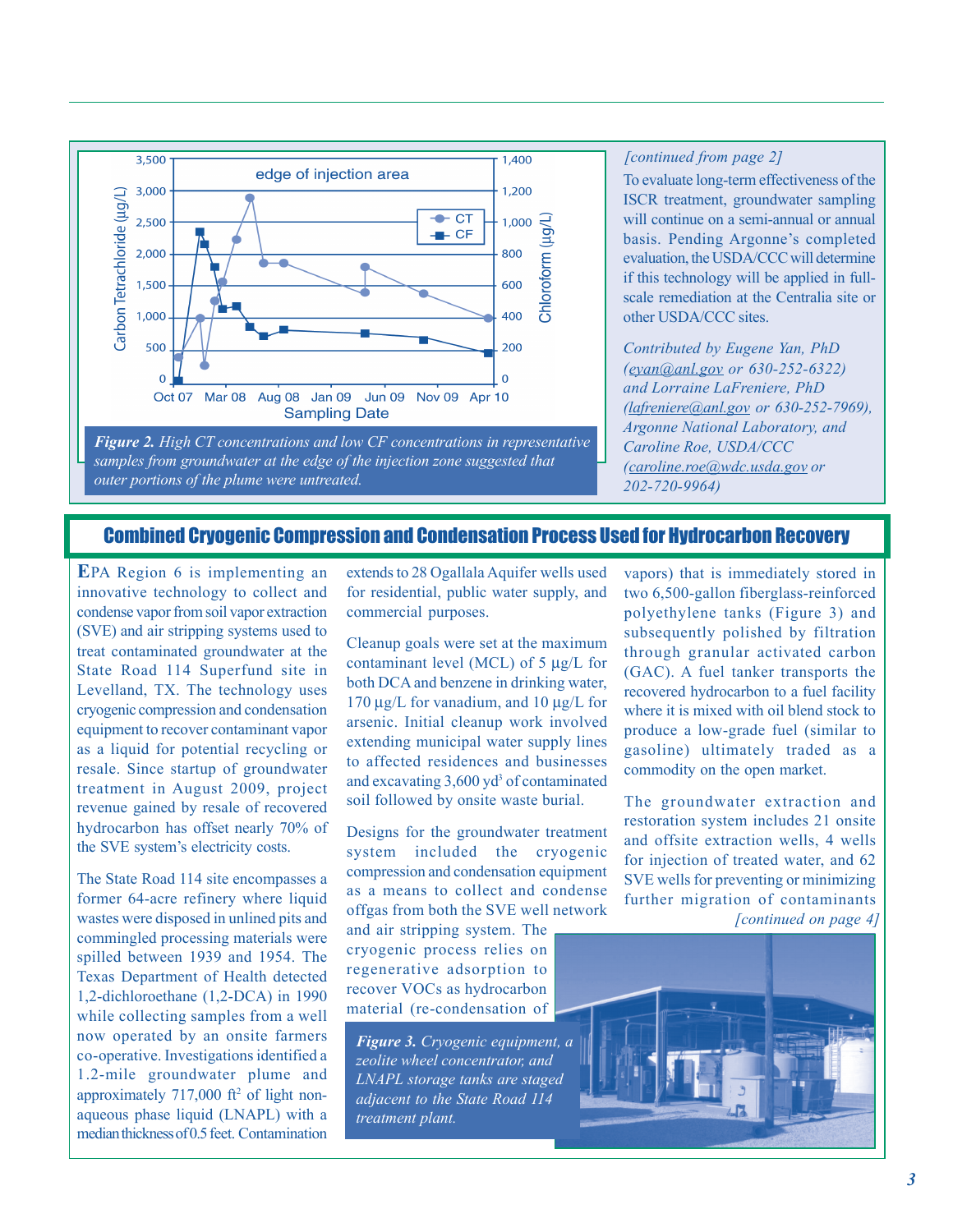*Figure 2. High CT concentrations and low CF concentrations in representative samples from groundwater at the edge of the injection zone suggested that outer portions of the plume were untreated.*

*[continued from page 2]*

To evaluate long-term effectiveness of the ISCR treatment, groundwater sampling will continue on a semi-annual or annual basis. Pending Argonne's completed evaluation, the USDA/CCC will determine if this technology will be applied in full-scale remediation at the Centralia site or other USDA/CCC sites.

*Contributed by Eugene Yan, PhD (eyan@anl.gov or 630-252-6322) and Lorraine LaFreniere, PhD (lafreniere@anl.gov or 630-252-7969), Argonne National Laboratory, and Caroline Roe, USDA/CCC (caroline.roe@wdc.usda.gov or 202-720-9964)*

## Combined Cryogenic Compression and Condensation Process Used for Hydrocarbon Recovery

EPA Region 6 is implementing an innovative technology to collect and condense vapor from soil vapor extraction (SVE) and air stripping systems used to treat contaminated groundwater at the State Road 114 Superfund site in Levelland, TX. The technology uses cryogenic compression and condensation equipment to recover contaminant vapor as a liquid for potential recycling or resale. Since startup of groundwater treatment in August 2009, project revenue gained by resale of recovered hydrocarbon has offset nearly 70% of the SVE system's electricity costs.

The State Road 114 site encompasses a former 64-acre refinery where liquid wastes were disposed in unlined pits and commingled processing materials were spilled between 1939 and 1954. The Texas Department of Health detected 1,2-dichloroethane (1,2-DCA) in 1990 while collecting samples from a well now operated by an onsite farmers co-operative. Investigations identified a 1.2-mile groundwater plume and approximately 717,000 ft$^2$ of light non-aqueous phase liquid (LNAPL) with a median thickness of 0.5 feet. Contamination extends to 28 Ogallala Aquifer wells used for residential, public water supply, and commercial purposes.

Cleanup goals were set at the maximum contaminant level (MCL) of 5 µg/L for both DCA and benzene in drinking water, 170 µg/L for vanadium, and 10 µg/L for arsenic. Initial cleanup work involved extending municipal water supply lines to affected residences and businesses and excavating 3,600 yd$^3$ of contaminated soil followed by onsite waste burial.

Designs for the groundwater treatment system included the cryogenic compression and condensation equipment as a means to collect and condense offgas from both the SVE well network and air stripping system. The cryogenic process relies on regenerative adsorption to recover VOCs as hydrocarbon material (re-condensation of vapors) that is immediately stored in two 6,500-gallon fiberglass-reinforced polyethylene tanks (Figure 3) and subsequently polished by filtration through granular activated carbon (GAC). A fuel tanker transports the recovered hydrocarbon to a fuel facility where it is mixed with oil blend stock to produce a low-grade fuel (similar to gasoline) ultimately traded as a commodity on the open market.

The groundwater extraction and restoration system includes 21 onsite and offsite extraction wells, 4 wells for injection of treated water, and 62 SVE wells for preventing or minimizing further migration of contaminants

*[continued on page 4]*

*Figure 3. Cryogenic equipment, a zeolite wheel concentrator, and LNAPL storage tanks are staged adjacent to the State Road 114 treatment plant.*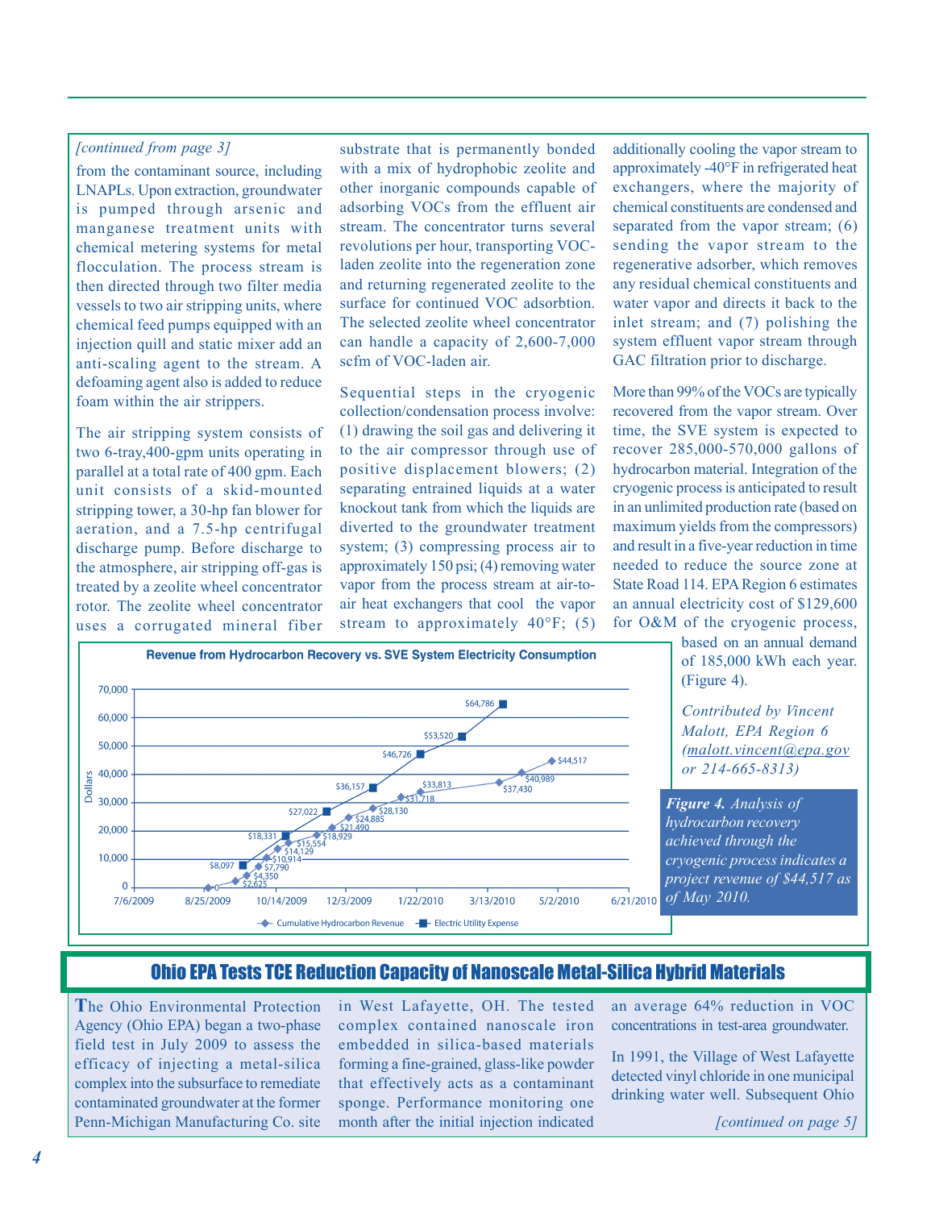*[continued from page 3]*

from the contaminant source, including LNAPLs. Upon extraction, groundwater is pumped through arsenic and manganese treatment units with chemical metering systems for metal flocculation. The process stream is then directed through two filter media vessels to two air stripping units, where chemical feed pumps equipped with an injection quill and static mixer add an anti-scaling agent to the stream. A defoaming agent also is added to reduce foam within the air strippers.

The air stripping system consists of two 6-tray,400-gpm units operating in parallel at a total rate of 400 gpm. Each unit consists of a skid-mounted stripping tower, a 30-hp fan blower for aeration, and a 7.5-hp centrifugal discharge pump. Before discharge to the atmosphere, air stripping off-gas is treated by a zeolite wheel concentrator rotor. The zeolite wheel concentrator uses a corrugated mineral fiber substrate that is permanently bonded with a mix of hydrophobic zeolite and other inorganic compounds capable of adsorbing VOCs from the effluent air stream. The concentrator turns several revolutions per hour, transporting VOC-laden zeolite into the regeneration zone and returning regenerated zeolite to the surface for continued VOC adsorbtion. The selected zeolite wheel concentrator can handle a capacity of 2,600-7,000 scfm of VOC-laden air.

Sequential steps in the cryogenic collection/condensation process involve: (1) drawing the soil gas and delivering it to the air compressor through use of positive displacement blowers; (2) separating entrained liquids at a water knockout tank from which the liquids are diverted to the groundwater treatment system; (3) compressing process air to approximately 150 psi; (4) removing water vapor from the process stream at air-to-air heat exchangers that cool the vapor stream to approximately 40°F; (5) additionally cooling the vapor stream to approximately -40°F in refrigerated heat exchangers, where the majority of chemical constituents are condensed and separated from the vapor stream; (6) sending the vapor stream to the regenerative adsorber, which removes any residual chemical constituents and water vapor and directs it back to the inlet stream; and (7) polishing the system effluent vapor stream through GAC filtration prior to discharge.

More than 99% of the VOCs are typically recovered from the vapor stream. Over time, the SVE system is expected to recover 285,000-570,000 gallons of hydrocarbon material. Integration of the cryogenic process is anticipated to result in an unlimited production rate (based on maximum yields from the compressors) and result in a five-year reduction in time needed to reduce the source zone at State Road 114. EPA Region 6 estimates an annual electricity cost of $129,600 for O&M of the cryogenic process, based on an annual demand of 185,000 kWh each year. (Figure 4).

*Contributed by Vincent Malott, EPA Region 6 (malott.vincent@epa.gov or 214-665-8313)*

**Revenue from Hydrocarbon Recovery vs. SVE System Electricity Consumption**

| Series | Values (Dollars) |
|---|---|
| Cumulative Hydrocarbon Revenue | 0; $2,625; $4,350; $7,790; $10,914; $14,129; $15,554; $18,929; $21,490; $24,885; $28,130; $31,718; $33,813; $37,430; $40,989; $44,517 |
| Electric Utility Expense | $8,097; $18,331; $27,022; $36,157; $46,726; $53,520; $64,786 |

***Figure 4.*** *Analysis of hydrocarbon recovery achieved through the cryogenic process indicates a project revenue of $44,517 as of May 2010.*

## Ohio EPA Tests TCE Reduction Capacity of Nanoscale Metal-Silica Hybrid Materials

The Ohio Environmental Protection Agency (Ohio EPA) began a two-phase field test in July 2009 to assess the efficacy of injecting a metal-silica complex into the subsurface to remediate contaminated groundwater at the former Penn-Michigan Manufacturing Co. site in West Lafayette, OH. The tested complex contained nanoscale iron embedded in silica-based materials forming a fine-grained, glass-like powder that effectively acts as a contaminant sponge. Performance monitoring one month after the initial injection indicated an average 64% reduction in VOC concentrations in test-area groundwater.

In 1991, the Village of West Lafayette detected vinyl chloride in one municipal drinking water well. Subsequent Ohio

*[continued on page 5]*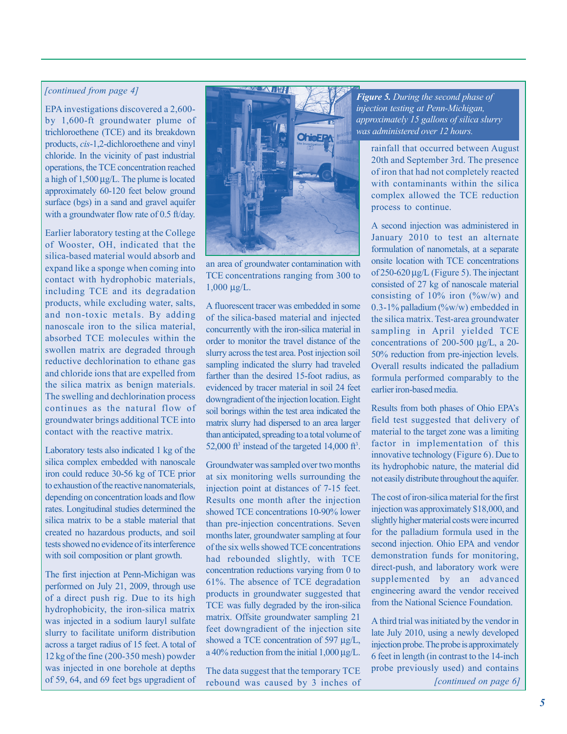*[continued from page 4]*

EPA investigations discovered a 2,600- by 1,600-ft groundwater plume of trichloroethene (TCE) and its breakdown products, *cis*-1,2-dichloroethene and vinyl chloride. In the vicinity of past industrial operations, the TCE concentration reached a high of 1,500 µg/L. The plume is located approximately 60-120 feet below ground surface (bgs) in a sand and gravel aquifer with a groundwater flow rate of 0.5 ft/day.

Earlier laboratory testing at the College of Wooster, OH, indicated that the silica-based material would absorb and expand like a sponge when coming into contact with hydrophobic materials, including TCE and its degradation products, while excluding water, salts, and non-toxic metals. By adding nanoscale iron to the silica material, absorbed TCE molecules within the swollen matrix are degraded through reductive dechlorination to ethane gas and chloride ions that are expelled from the silica matrix as benign materials. The swelling and dechlorination process continues as the natural flow of groundwater brings additional TCE into contact with the reactive matrix.

Laboratory tests also indicated 1 kg of the silica complex embedded with nanoscale iron could reduce 30-56 kg of TCE prior to exhaustion of the reactive nanomaterials, depending on concentration loads and flow rates. Longitudinal studies determined the silica matrix to be a stable material that created no hazardous products, and soil tests showed no evidence of its interference with soil composition or plant growth.

The first injection at Penn-Michigan was performed on July 21, 2009, through use of a direct push rig. Due to its high hydrophobicity, the iron-silica matrix was injected in a sodium lauryl sulfate slurry to facilitate uniform distribution across a target radius of 15 feet. A total of 12 kg of the fine (200-350 mesh) powder was injected in one borehole at depths of 59, 64, and 69 feet bgs upgradient of an area of groundwater contamination with TCE concentrations ranging from 300 to 1,000 µg/L.

***Figure 5.*** *During the second phase of injection testing at Penn-Michigan, approximately 15 gallons of silica slurry was administered over 12 hours.*

A fluorescent tracer was embedded in some of the silica-based material and injected concurrently with the iron-silica material in order to monitor the travel distance of the slurry across the test area. Post injection soil sampling indicated the slurry had traveled farther than the desired 15-foot radius, as evidenced by tracer material in soil 24 feet downgradient of the injection location. Eight soil borings within the test area indicated the matrix slurry had dispersed to an area larger than anticipated, spreading to a total volume of 52,000 $ft^3$ instead of the targeted 14,000 $ft^3$.

Groundwater was sampled over two months at six monitoring wells surrounding the injection point at distances of 7-15 feet. Results one month after the injection showed TCE concentrations 10-90% lower than pre-injection concentrations. Seven months later, groundwater sampling at four of the six wells showed TCE concentrations had rebounded slightly, with TCE concentration reductions varying from 0 to 61%. The absence of TCE degradation products in groundwater suggested that TCE was fully degraded by the iron-silica matrix. Offsite groundwater sampling 21 feet downgradient of the injection site showed a TCE concentration of 597 µg/L, a 40% reduction from the initial 1,000 µg/L.

The data suggest that the temporary TCE rebound was caused by 3 inches of rainfall that occurred between August 20th and September 3rd. The presence of iron that had not completely reacted with contaminants within the silica complex allowed the TCE reduction process to continue.

A second injection was administered in January 2010 to test an alternate formulation of nanometals, at a separate onsite location with TCE concentrations of 250-620 µg/L (Figure 5). The injectant consisted of 27 kg of nanoscale material consisting of 10% iron (%w/w) and 0.3-1% palladium (%w/w) embedded in the silica matrix. Test-area groundwater sampling in April yielded TCE concentrations of 200-500 µg/L, a 20-50% reduction from pre-injection levels. Overall results indicated the palladium formula performed comparably to the earlier iron-based media.

Results from both phases of Ohio EPA's field test suggested that delivery of material to the target zone was a limiting factor in implementation of this innovative technology (Figure 6). Due to its hydrophobic nature, the material did not easily distribute throughout the aquifer.

The cost of iron-silica material for the first injection was approximately $18,000, and slightly higher material costs were incurred for the palladium formula used in the second injection. Ohio EPA and vendor demonstration funds for monitoring, direct-push, and laboratory work were supplemented by an advanced engineering award the vendor received from the National Science Foundation.

A third trial was initiated by the vendor in late July 2010, using a newly developed injection probe. The probe is approximately 6 feet in length (in contrast to the 14-inch probe previously used) and contains

*[continued on page 6]*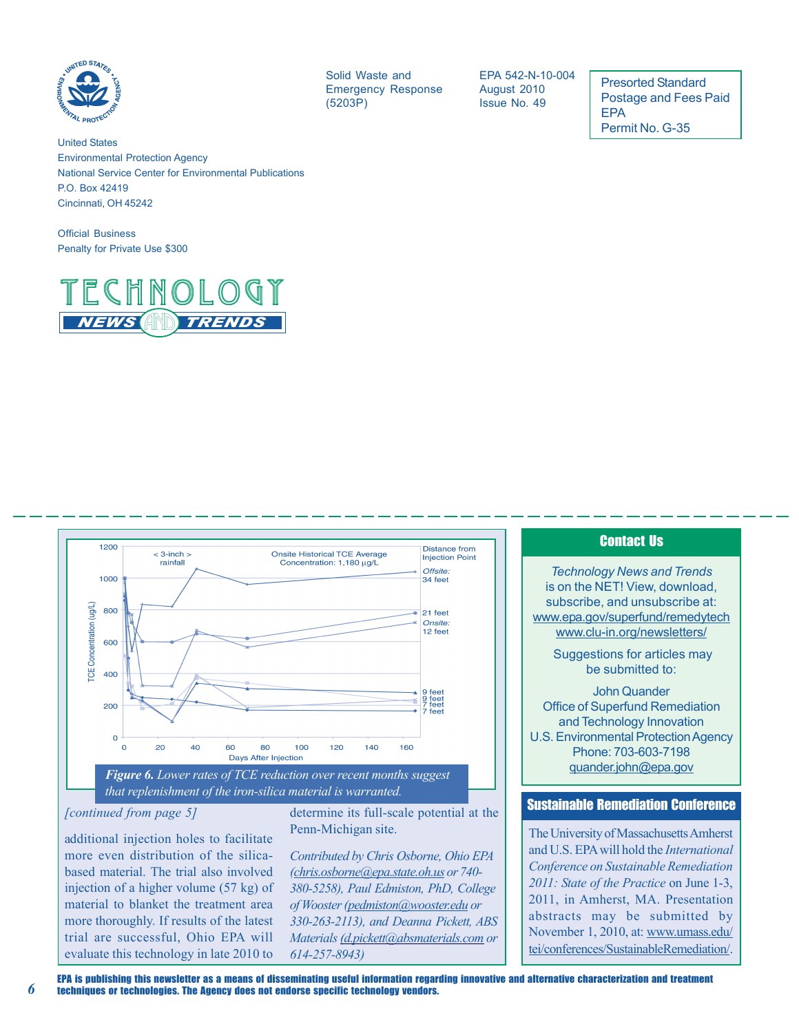Solid Waste and Emergency Response (5203P)

EPA 542-N-10-004
August 2010
Issue No. 49

United States
Environmental Protection Agency
National Service Center for Environmental Publications
P.O. Box 42419
Cincinnati, OH 45242

Official Business
Penalty for Private Use $300

Presorted Standard
Postage and Fees Paid
EPA
Permit No. G-35

# TECHNOLOGY NEWS AND TRENDS

< 3-inch > rainfall
Onsite Historical TCE Average Concentration: 1,180 µg/L
Distance from Injection Point
Offsite: 34 feet
21 feet
Onsite: 12 feet
9 feet
9 feet
7 feet
7 feet
TCE Concentration (ug/L)
0
200
400
600
800
1000
1200
Days After Injection
0
20
40
60
80
100
120
140
160

***Figure 6.*** *Lower rates of TCE reduction over recent months suggest that replenishment of the iron-silica material is warranted.*

*[continued from page 5]*

additional injection holes to facilitate more even distribution of the silica-based material. The trial also involved injection of a higher volume (57 kg) of material to blanket the treatment area more thoroughly. If results of the latest trial are successful, Ohio EPA will evaluate this technology in late 2010 to determine its full-scale potential at the Penn-Michigan site.

*Contributed by Chris Osborne, Ohio EPA (chris.osborne@epa.state.oh.us or 740-380-5258), Paul Edmiston, PhD, College of Wooster (pedmiston@wooster.edu or 330-263-2113), and Deanna Pickett, ABS Materials (d.pickett@absmaterials.com or 614-257-8943)*

## Contact Us

*Technology News and Trends* is on the NET! View, download, subscribe, and unsubscribe at:
www.epa.gov/superfund/remedytech
www.clu-in.org/newsletters/

Suggestions for articles may be submitted to:

John Quander
Office of Superfund Remediation and Technology Innovation
U.S. Environmental Protection Agency
Phone: 703-603-7198
quander.john@epa.gov

## Sustainable Remediation Conference

The University of Massachusetts Amherst and U.S. EPA will hold the *International Conference on Sustainable Remediation 2011: State of the Practice* on June 1-3, 2011, in Amherst, MA. Presentation abstracts may be submitted by November 1, 2010, at: www.umass.edu/tei/conferences/SustainableRemediation/.

**EPA is publishing this newsletter as a means of disseminating useful information regarding innovative and alternative characterization and treatment techniques or technologies. The Agency does not endorse specific technology vendors.**